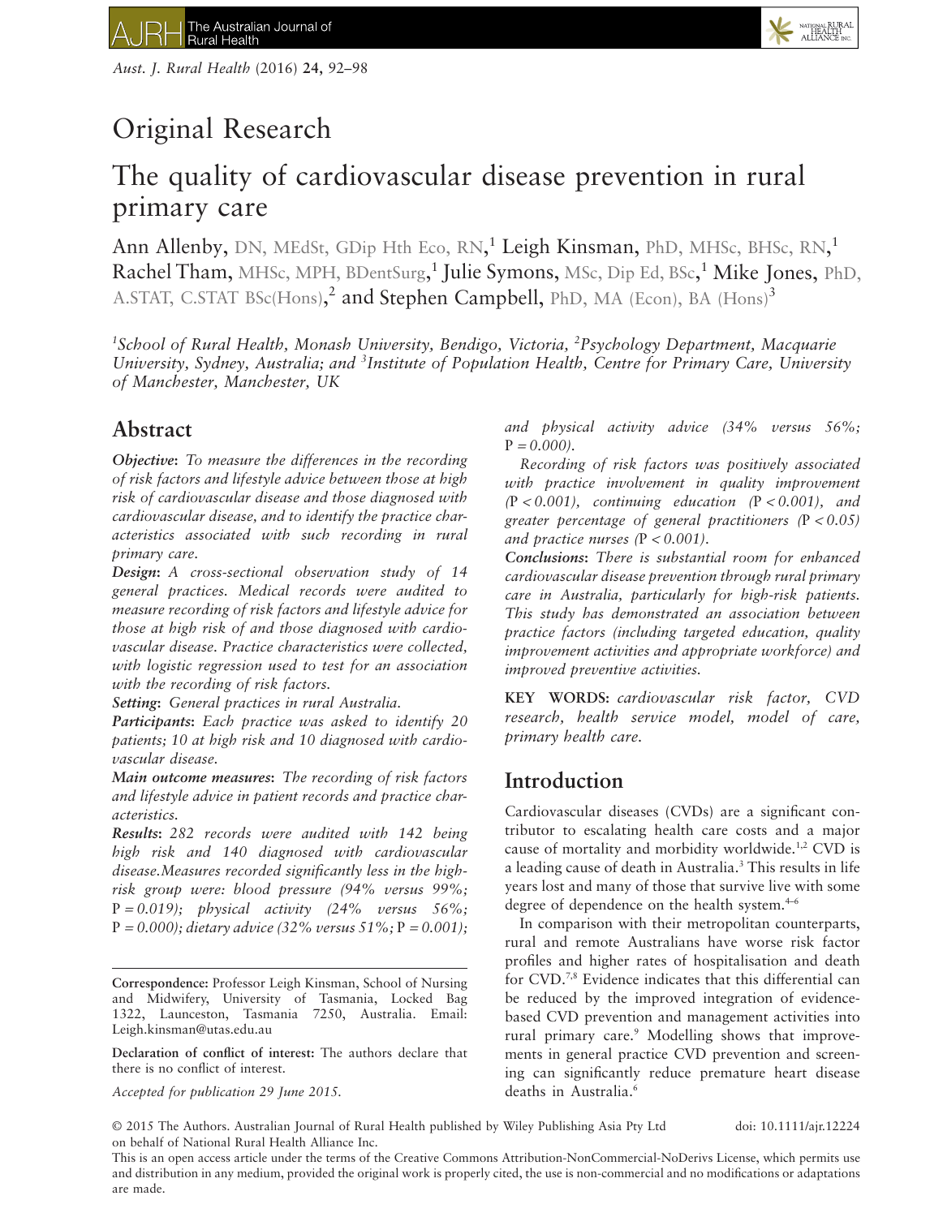Original Research

# The quality of cardiovascular disease prevention in rural primary care

Ann Allenby, DN, MEdSt, GDip Hth Eco, RN,[1] Leigh Kinsman, PhD, MHSc, BHSc, RN,[1] Rachel Tham, MHSc, MPH, BDentSurg,[1] Julie Symons, MSc, Dip Ed, BSc,[1] Mike Jones, PhD, A.STAT, C.STAT BSc(Hons),[2] and Stephen Campbell, PhD, MA (Econ), BA (Hons)[3]

*[1]School of Rural Health, Monash University, Bendigo, Victoria, [2]Psychology Department, Macquarie University, Sydney, Australia; and [3]Institute of Population Health, Centre for Primary Care, University of Manchester, Manchester, UK*

## Abstract

***Objective***: *To measure the differences in the recording of risk factors and lifestyle advice between those at high risk of cardiovascular disease and those diagnosed with cardiovascular disease, and to identify the practice characteristics associated with such recording in rural primary care.*

***Design***: *A cross-sectional observation study of 14 general practices. Medical records were audited to measure recording of risk factors and lifestyle advice for those at high risk of and those diagnosed with cardiovascular disease. Practice characteristics were collected, with logistic regression used to test for an association with the recording of risk factors.*

***Setting***: *General practices in rural Australia.*

***Participants***: *Each practice was asked to identify 20 patients; 10 at high risk and 10 diagnosed with cardiovascular disease.*

***Main outcome measures***: *The recording of risk factors and lifestyle advice in patient records and practice characteristics.*

***Results***: *282 records were audited with 142 being high risk and 140 diagnosed with cardiovascular disease.Measures recorded significantly less in the high-risk group were: blood pressure (94% versus 99%; P = 0.019); physical activity (24% versus 56%; P = 0.000); dietary advice (32% versus 51%; P = 0.001); and physical activity advice (34% versus 56%; P = 0.000).*

*Recording of risk factors was positively associated with practice involvement in quality improvement (P < 0.001), continuing education (P < 0.001), and greater percentage of general practitioners (P < 0.05) and practice nurses (P < 0.001).*

***Conclusions***: *There is substantial room for enhanced cardiovascular disease prevention through rural primary care in Australia, particularly for high-risk patients. This study has demonstrated an association between practice factors (including targeted education, quality improvement activities and appropriate workforce) and improved preventive activities.*

**KEY WORDS:** *cardiovascular risk factor, CVD research, health service model, model of care, primary health care.*

**Correspondence:** Professor Leigh Kinsman, School of Nursing and Midwifery, University of Tasmania, Locked Bag 1322, Launceston, Tasmania 7250, Australia. Email: Leigh.kinsman@utas.edu.au

**Declaration of conflict of interest:** The authors declare that there is no conflict of interest.

*Accepted for publication 29 June 2015.*

## Introduction

Cardiovascular diseases (CVDs) are a significant contributor to escalating health care costs and a major cause of mortality and morbidity worldwide.[1,2] CVD is a leading cause of death in Australia.[3] This results in life years lost and many of those that survive live with some degree of dependence on the health system.[4–6]

In comparison with their metropolitan counterparts, rural and remote Australians have worse risk factor profiles and higher rates of hospitalisation and death for CVD.[7,8] Evidence indicates that this differential can be reduced by the improved integration of evidence-based CVD prevention and management activities into rural primary care.[9] Modelling shows that improvements in general practice CVD prevention and screening can significantly reduce premature heart disease deaths in Australia.[6]

© 2015 The Authors. Australian Journal of Rural Health published by Wiley Publishing Asia Pty Ltd on behalf of National Rural Health Alliance Inc. doi: 10.1111/ajr.12224

This is an open access article under the terms of the Creative Commons Attribution-NonCommercial-NoDerivs License, which permits use and distribution in any medium, provided the original work is properly cited, the use is non-commercial and no modifications or adaptations are made.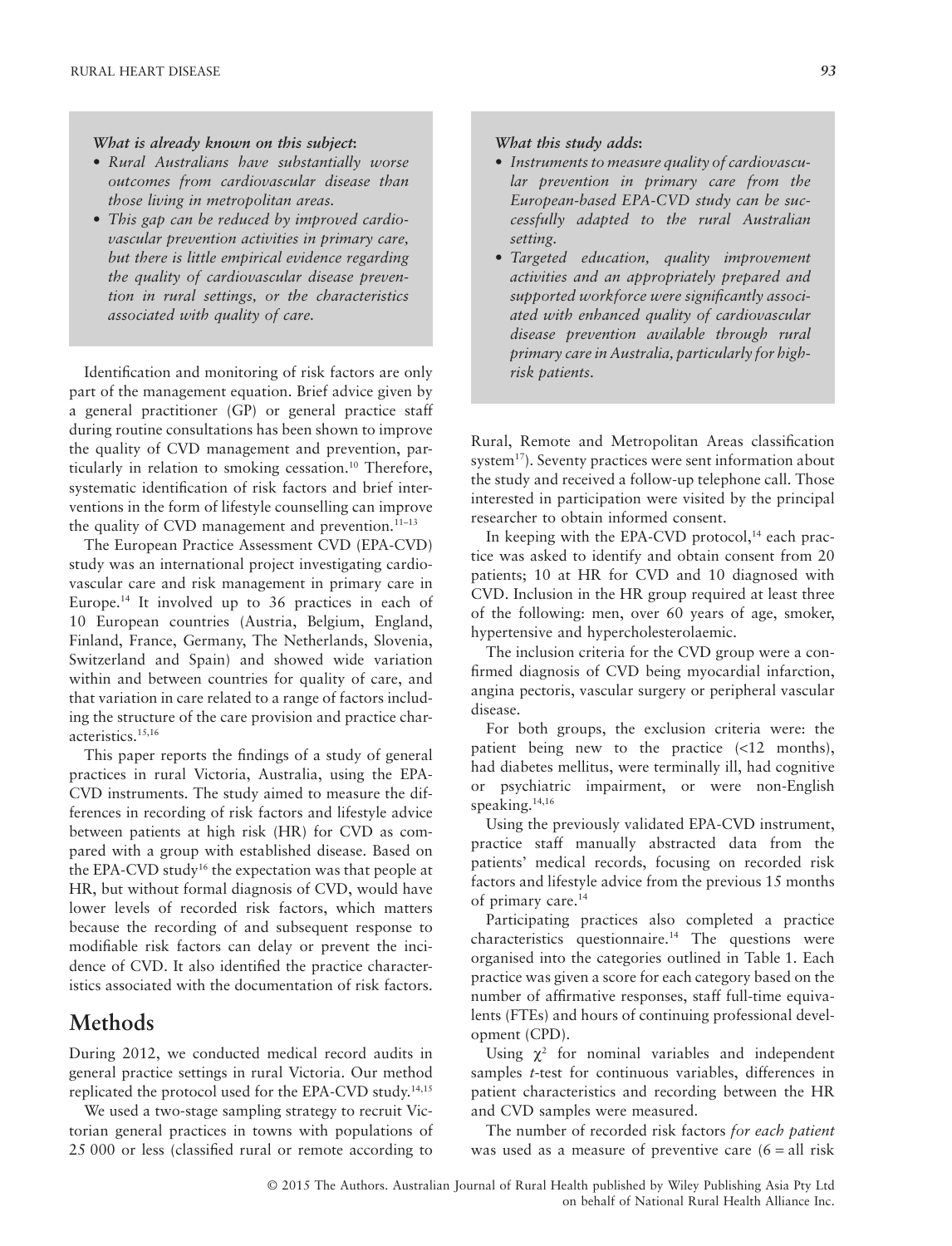*What is already known on this subject:*

- *Rural Australians have substantially worse outcomes from cardiovascular disease than those living in metropolitan areas.*
- *This gap can be reduced by improved cardiovascular prevention activities in primary care, but there is little empirical evidence regarding the quality of cardiovascular disease prevention in rural settings, or the characteristics associated with quality of care.*

*What this study adds:*

- *Instruments to measure quality of cardiovascular prevention in primary care from the European-based EPA-CVD study can be successfully adapted to the rural Australian setting.*
- *Targeted education, quality improvement activities and an appropriately prepared and supported workforce were significantly associated with enhanced quality of cardiovascular disease prevention available through rural primary care in Australia, particularly for high-risk patients.*

Identification and monitoring of risk factors are only part of the management equation. Brief advice given by a general practitioner (GP) or general practice staff during routine consultations has been shown to improve the quality of CVD management and prevention, particularly in relation to smoking cessation.[10] Therefore, systematic identification of risk factors and brief interventions in the form of lifestyle counselling can improve the quality of CVD management and prevention.[11–13]

The European Practice Assessment CVD (EPA-CVD) study was an international project investigating cardiovascular care and risk management in primary care in Europe.[14] It involved up to 36 practices in each of 10 European countries (Austria, Belgium, England, Finland, France, Germany, The Netherlands, Slovenia, Switzerland and Spain) and showed wide variation within and between countries for quality of care, and that variation in care related to a range of factors including the structure of the care provision and practice characteristics.[15,16]

This paper reports the findings of a study of general practices in rural Victoria, Australia, using the EPA-CVD instruments. The study aimed to measure the differences in recording of risk factors and lifestyle advice between patients at high risk (HR) for CVD as compared with a group with established disease. Based on the EPA-CVD study[16] the expectation was that people at HR, but without formal diagnosis of CVD, would have lower levels of recorded risk factors, which matters because the recording of and subsequent response to modifiable risk factors can delay or prevent the incidence of CVD. It also identified the practice characteristics associated with the documentation of risk factors.

## Methods

During 2012, we conducted medical record audits in general practice settings in rural Victoria. Our method replicated the protocol used for the EPA-CVD study.[14,15]

We used a two-stage sampling strategy to recruit Victorian general practices in towns with populations of 25 000 or less (classified rural or remote according to Rural, Remote and Metropolitan Areas classification system[17]). Seventy practices were sent information about the study and received a follow-up telephone call. Those interested in participation were visited by the principal researcher to obtain informed consent.

In keeping with the EPA-CVD protocol,[14] each practice was asked to identify and obtain consent from 20 patients; 10 at HR for CVD and 10 diagnosed with CVD. Inclusion in the HR group required at least three of the following: men, over 60 years of age, smoker, hypertensive and hypercholesterolaemic.

The inclusion criteria for the CVD group were a confirmed diagnosis of CVD being myocardial infarction, angina pectoris, vascular surgery or peripheral vascular disease.

For both groups, the exclusion criteria were: the patient being new to the practice (<12 months), had diabetes mellitus, were terminally ill, had cognitive or psychiatric impairment, or were non-English speaking.[14,16]

Using the previously validated EPA-CVD instrument, practice staff manually abstracted data from the patients' medical records, focusing on recorded risk factors and lifestyle advice from the previous 15 months of primary care.[14]

Participating practices also completed a practice characteristics questionnaire.[14] The questions were organised into the categories outlined in Table 1. Each practice was given a score for each category based on the number of affirmative responses, staff full-time equivalents (FTEs) and hours of continuing professional development (CPD).

Using $\chi^2$ for nominal variables and independent samples *t*-test for continuous variables, differences in patient characteristics and recording between the HR and CVD samples were measured.

The number of recorded risk factors *for each patient* was used as a measure of preventive care (6 = all risk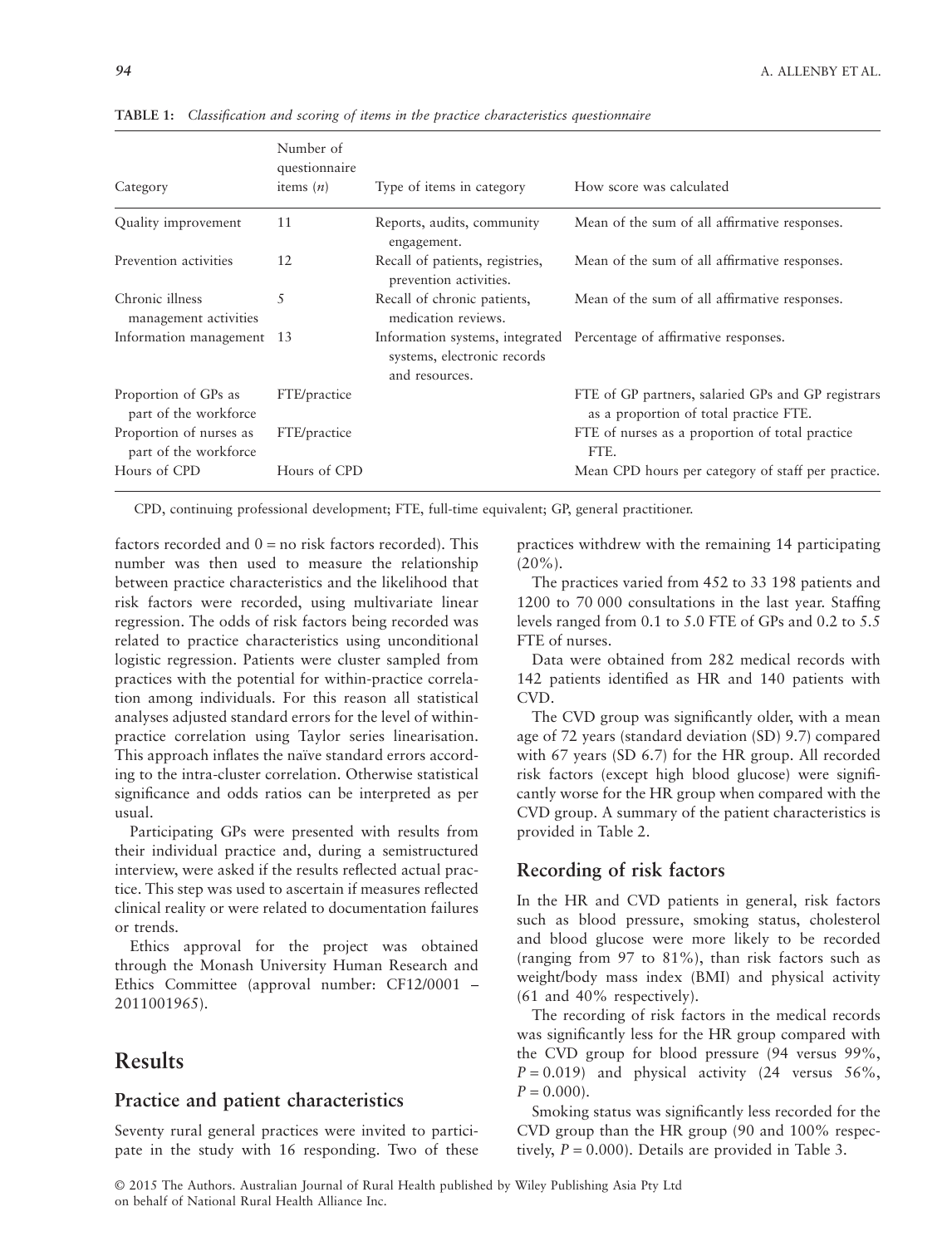**TABLE 1:** *Classification and scoring of items in the practice characteristics questionnaire*

| Category | Number of questionnaire items ($n$) | Type of items in category | How score was calculated |
|---|---|---|---|
| Quality improvement | 11 | Reports, audits, community engagement. | Mean of the sum of all affirmative responses. |
| Prevention activities | 12 | Recall of patients, registries, prevention activities. | Mean of the sum of all affirmative responses. |
| Chronic illness management activities | 5 | Recall of chronic patients, medication reviews. | Mean of the sum of all affirmative responses. |
| Information management | 13 | Information systems, integrated systems, electronic records and resources. | Percentage of affirmative responses. |
| Proportion of GPs as part of the workforce | FTE/practice | | FTE of GP partners, salaried GPs and GP registrars as a proportion of total practice FTE. |
| Proportion of nurses as part of the workforce | FTE/practice | | FTE of nurses as a proportion of total practice FTE. |
| Hours of CPD | Hours of CPD | | Mean CPD hours per category of staff per practice. |

CPD, continuing professional development; FTE, full-time equivalent; GP, general practitioner.

factors recorded and 0 = no risk factors recorded). This number was then used to measure the relationship between practice characteristics and the likelihood that risk factors were recorded, using multivariate linear regression. The odds of risk factors being recorded was related to practice characteristics using unconditional logistic regression. Patients were cluster sampled from practices with the potential for within-practice correlation among individuals. For this reason all statistical analyses adjusted standard errors for the level of within-practice correlation using Taylor series linearisation. This approach inflates the naïve standard errors according to the intra-cluster correlation. Otherwise statistical significance and odds ratios can be interpreted as per usual.

Participating GPs were presented with results from their individual practice and, during a semistructured interview, were asked if the results reflected actual practice. This step was used to ascertain if measures reflected clinical reality or were related to documentation failures or trends.

Ethics approval for the project was obtained through the Monash University Human Research and Ethics Committee (approval number: CF12/0001 – 2011001965).

# Results

## Practice and patient characteristics

Seventy rural general practices were invited to participate in the study with 16 responding. Two of these practices withdrew with the remaining 14 participating (20%).

The practices varied from 452 to 33 198 patients and 1200 to 70 000 consultations in the last year. Staffing levels ranged from 0.1 to 5.0 FTE of GPs and 0.2 to 5.5 FTE of nurses.

Data were obtained from 282 medical records with 142 patients identified as HR and 140 patients with CVD.

The CVD group was significantly older, with a mean age of 72 years (standard deviation (SD) 9.7) compared with 67 years (SD 6.7) for the HR group. All recorded risk factors (except high blood glucose) were significantly worse for the HR group when compared with the CVD group. A summary of the patient characteristics is provided in Table 2.

## Recording of risk factors

In the HR and CVD patients in general, risk factors such as blood pressure, smoking status, cholesterol and blood glucose were more likely to be recorded (ranging from 97 to 81%), than risk factors such as weight/body mass index (BMI) and physical activity (61 and 40% respectively).

The recording of risk factors in the medical records was significantly less for the HR group compared with the CVD group for blood pressure (94 versus 99%, $P = 0.019$) and physical activity (24 versus 56%, $P = 0.000$).

Smoking status was significantly less recorded for the CVD group than the HR group (90 and 100% respectively, $P = 0.000$). Details are provided in Table 3.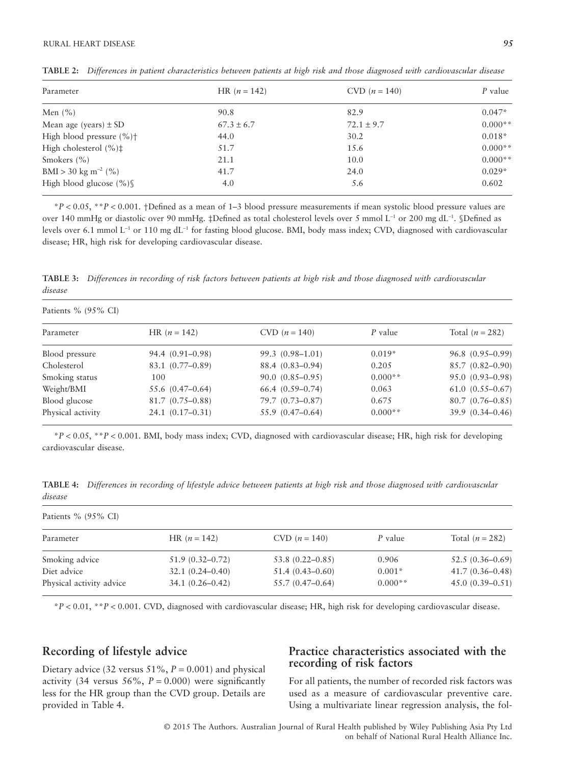**TABLE 2:** *Differences in patient characteristics between patients at high risk and those diagnosed with cardiovascular disease*

| Parameter | HR ($n = 142$) | CVD ($n = 140$) | $P$ value |
|---|---|---|---|
| Men (%) | 90.8 | 82.9 | 0.047* |
| Mean age (years) ± SD | 67.3 ± 6.7 | 72.1 ± 9.7 | 0.000** |
| High blood pressure (%)† | 44.0 | 30.2 | 0.018* |
| High cholesterol (%)‡ | 51.7 | 15.6 | 0.000** |
| Smokers (%) | 21.1 | 10.0 | 0.000** |
| BMI > 30 kg m$^{-2}$ (%) | 41.7 | 24.0 | 0.029* |
| High blood glucose (%)§ | 4.0 | 5.6 | 0.602 |

*$P < 0.05$, **$P < 0.001$. †Defined as a mean of 1–3 blood pressure measurements if mean systolic blood pressure values are over 140 mmHg or diastolic over 90 mmHg. ‡Defined as total cholesterol levels over 5 mmol L$^{-1}$ or 200 mg dL$^{-1}$. §Defined as levels over 6.1 mmol L$^{-1}$ or 110 mg dL$^{-1}$ for fasting blood glucose. BMI, body mass index; CVD, diagnosed with cardiovascular disease; HR, high risk for developing cardiovascular disease.

**TABLE 3:** *Differences in recording of risk factors between patients at high risk and those diagnosed with cardiovascular disease*

| Patients % (95% CI) | | | | |
|---|---|---|---|---|
| Parameter | HR ($n = 142$) | CVD ($n = 140$) | $P$ value | Total ($n = 282$) |
| Blood pressure | 94.4 (0.91–0.98) | 99.3 (0.98–1.01) | 0.019* | 96.8 (0.95–0.99) |
| Cholesterol | 83.1 (0.77–0.89) | 88.4 (0.83–0.94) | 0.205 | 85.7 (0.82–0.90) |
| Smoking status | 100 | 90.0 (0.85–0.95) | 0.000** | 95.0 (0.93–0.98) |
| Weight/BMI | 55.6 (0.47–0.64) | 66.4 (0.59–0.74) | 0.063 | 61.0 (0.55–0.67) |
| Blood glucose | 81.7 (0.75–0.88) | 79.7 (0.73–0.87) | 0.675 | 80.7 (0.76–0.85) |
| Physical activity | 24.1 (0.17–0.31) | 55.9 (0.47–0.64) | 0.000** | 39.9 (0.34–0.46) |

*$P < 0.05$, **$P < 0.001$. BMI, body mass index; CVD, diagnosed with cardiovascular disease; HR, high risk for developing cardiovascular disease.

**TABLE 4:** *Differences in recording of lifestyle advice between patients at high risk and those diagnosed with cardiovascular disease*

| Patients % (95% CI) | | | | |
|---|---|---|---|---|
| Parameter | HR ($n = 142$) | CVD ($n = 140$) | $P$ value | Total ($n = 282$) |
| Smoking advice | 51.9 (0.32–0.72) | 53.8 (0.22–0.85) | 0.906 | 52.5 (0.36–0.69) |
| Diet advice | 32.1 (0.24–0.40) | 51.4 (0.43–0.60) | 0.001* | 41.7 (0.36–0.48) |
| Physical activity advice | 34.1 (0.26–0.42) | 55.7 (0.47–0.64) | 0.000** | 45.0 (0.39–0.51) |

*$P < 0.01$, **$P < 0.001$. CVD, diagnosed with cardiovascular disease; HR, high risk for developing cardiovascular disease.

## Recording of lifestyle advice

Dietary advice (32 versus 51%, $P = 0.001$) and physical activity (34 versus 56%, $P = 0.000$) were significantly less for the HR group than the CVD group. Details are provided in Table 4.

## Practice characteristics associated with the recording of risk factors

For all patients, the number of recorded risk factors was used as a measure of cardiovascular preventive care. Using a multivariate linear regression analysis, the fol-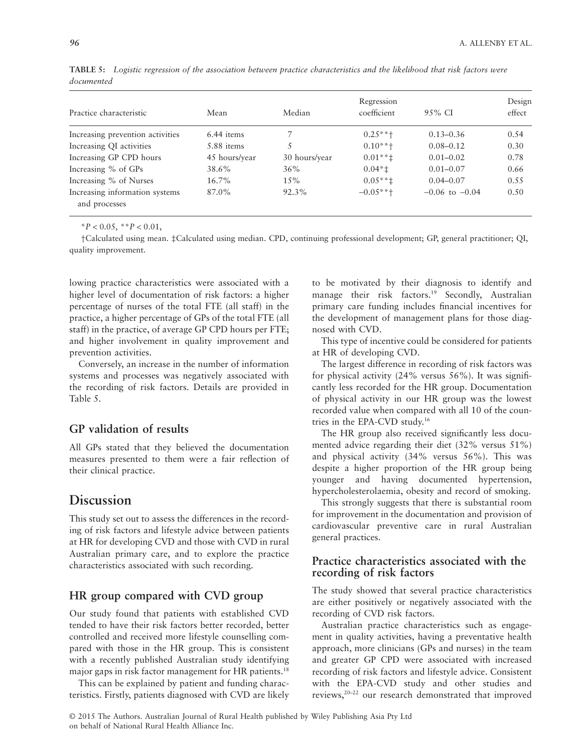**TABLE 5:** *Logistic regression of the association between practice characteristics and the likelihood that risk factors were documented*

| Practice characteristic | Mean | Median | Regression coefficient | 95% CI | Design effect |
|---|---|---|---|---|---|
| Increasing prevention activities | 6.44 items | 7 | 0.25**† | 0.13–0.36 | 0.54 |
| Increasing QI activities | 5.88 items | 5 | 0.10**† | 0.08–0.12 | 0.30 |
| Increasing GP CPD hours | 45 hours/year | 30 hours/year | 0.01**‡ | 0.01–0.02 | 0.78 |
| Increasing % of GPs | 38.6% | 36% | 0.04*‡ | 0.01–0.07 | 0.66 |
| Increasing % of Nurses | 16.7% | 15% | 0.05**‡ | 0.04–0.07 | 0.55 |
| Increasing information systems and processes | 87.0% | 92.3% | –0.05**† | –0.06 to –0.04 | 0.50 |

*$P < 0.05$, **$P < 0.01$,

†Calculated using mean. ‡Calculated using median. CPD, continuing professional development; GP, general practitioner; QI, quality improvement.

lowing practice characteristics were associated with a higher level of documentation of risk factors: a higher percentage of nurses of the total FTE (all staff) in the practice, a higher percentage of GPs of the total FTE (all staff) in the practice, of average GP CPD hours per FTE; and higher involvement in quality improvement and prevention activities.

Conversely, an increase in the number of information systems and processes was negatively associated with the recording of risk factors. Details are provided in Table 5.

## GP validation of results

All GPs stated that they believed the documentation measures presented to them were a fair reflection of their clinical practice.

# Discussion

This study set out to assess the differences in the recording of risk factors and lifestyle advice between patients at HR for developing CVD and those with CVD in rural Australian primary care, and to explore the practice characteristics associated with such recording.

## HR group compared with CVD group

Our study found that patients with established CVD tended to have their risk factors better recorded, better controlled and received more lifestyle counselling compared with those in the HR group. This is consistent with a recently published Australian study identifying major gaps in risk factor management for HR patients.[18]

This can be explained by patient and funding characteristics. Firstly, patients diagnosed with CVD are likely to be motivated by their diagnosis to identify and manage their risk factors.[19] Secondly, Australian primary care funding includes financial incentives for the development of management plans for those diagnosed with CVD.

This type of incentive could be considered for patients at HR of developing CVD.

The largest difference in recording of risk factors was for physical activity (24% versus 56%). It was significantly less recorded for the HR group. Documentation of physical activity in our HR group was the lowest recorded value when compared with all 10 of the countries in the EPA-CVD study.[16]

The HR group also received significantly less documented advice regarding their diet (32% versus 51%) and physical activity (34% versus 56%). This was despite a higher proportion of the HR group being younger and having documented hypertension, hypercholesterolaemia, obesity and record of smoking.

This strongly suggests that there is substantial room for improvement in the documentation and provision of cardiovascular preventive care in rural Australian general practices.

## Practice characteristics associated with the recording of risk factors

The study showed that several practice characteristics are either positively or negatively associated with the recording of CVD risk factors.

Australian practice characteristics such as engagement in quality activities, having a preventative health approach, more clinicians (GPs and nurses) in the team and greater GP CPD were associated with increased recording of risk factors and lifestyle advice. Consistent with the EPA-CVD study and other studies and reviews,[20–22] our research demonstrated that improved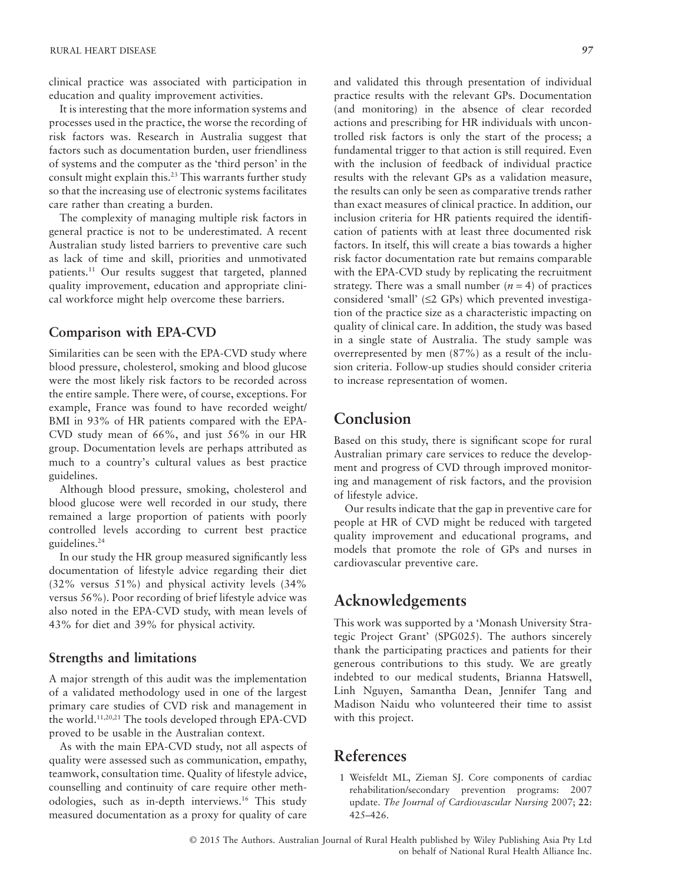clinical practice was associated with participation in education and quality improvement activities.

It is interesting that the more information systems and processes used in the practice, the worse the recording of risk factors was. Research in Australia suggest that factors such as documentation burden, user friendliness of systems and the computer as the 'third person' in the consult might explain this.[23] This warrants further study so that the increasing use of electronic systems facilitates care rather than creating a burden.

The complexity of managing multiple risk factors in general practice is not to be underestimated. A recent Australian study listed barriers to preventive care such as lack of time and skill, priorities and unmotivated patients.[11] Our results suggest that targeted, planned quality improvement, education and appropriate clinical workforce might help overcome these barriers.

### Comparison with EPA-CVD

Similarities can be seen with the EPA-CVD study where blood pressure, cholesterol, smoking and blood glucose were the most likely risk factors to be recorded across the entire sample. There were, of course, exceptions. For example, France was found to have recorded weight/BMI in 93% of HR patients compared with the EPA-CVD study mean of 66%, and just 56% in our HR group. Documentation levels are perhaps attributed as much to a country's cultural values as best practice guidelines.

Although blood pressure, smoking, cholesterol and blood glucose were well recorded in our study, there remained a large proportion of patients with poorly controlled levels according to current best practice guidelines.[24]

In our study the HR group measured significantly less documentation of lifestyle advice regarding their diet (32% versus 51%) and physical activity levels (34% versus 56%). Poor recording of brief lifestyle advice was also noted in the EPA-CVD study, with mean levels of 43% for diet and 39% for physical activity.

### Strengths and limitations

A major strength of this audit was the implementation of a validated methodology used in one of the largest primary care studies of CVD risk and management in the world.[11,20,21] The tools developed through EPA-CVD proved to be usable in the Australian context.

As with the main EPA-CVD study, not all aspects of quality were assessed such as communication, empathy, teamwork, consultation time. Quality of lifestyle advice, counselling and continuity of care require other methodologies, such as in-depth interviews.[16] This study measured documentation as a proxy for quality of care and validated this through presentation of individual practice results with the relevant GPs. Documentation (and monitoring) in the absence of clear recorded actions and prescribing for HR individuals with uncontrolled risk factors is only the start of the process; a fundamental trigger to that action is still required. Even with the inclusion of feedback of individual practice results with the relevant GPs as a validation measure, the results can only be seen as comparative trends rather than exact measures of clinical practice. In addition, our inclusion criteria for HR patients required the identification of patients with at least three documented risk factors. In itself, this will create a bias towards a higher risk factor documentation rate but remains comparable with the EPA-CVD study by replicating the recruitment strategy. There was a small number ($n = 4$) of practices considered 'small' (≤2 GPs) which prevented investigation of the practice size as a characteristic impacting on quality of clinical care. In addition, the study was based in a single state of Australia. The study sample was overrepresented by men (87%) as a result of the inclusion criteria. Follow-up studies should consider criteria to increase representation of women.

## Conclusion

Based on this study, there is significant scope for rural Australian primary care services to reduce the development and progress of CVD through improved monitoring and management of risk factors, and the provision of lifestyle advice.

Our results indicate that the gap in preventive care for people at HR of CVD might be reduced with targeted quality improvement and educational programs, and models that promote the role of GPs and nurses in cardiovascular preventive care.

## Acknowledgements

This work was supported by a 'Monash University Strategic Project Grant' (SPG025). The authors sincerely thank the participating practices and patients for their generous contributions to this study. We are greatly indebted to our medical students, Brianna Hatswell, Linh Nguyen, Samantha Dean, Jennifer Tang and Madison Naidu who volunteered their time to assist with this project.

## References

1 Weisfeldt ML, Zieman SJ. Core components of cardiac rehabilitation/secondary prevention programs: 2007 update. *The Journal of Cardiovascular Nursing* 2007; **22**: 425–426.

© 2015 The Authors. Australian Journal of Rural Health published by Wiley Publishing Asia Pty Ltd on behalf of National Rural Health Alliance Inc.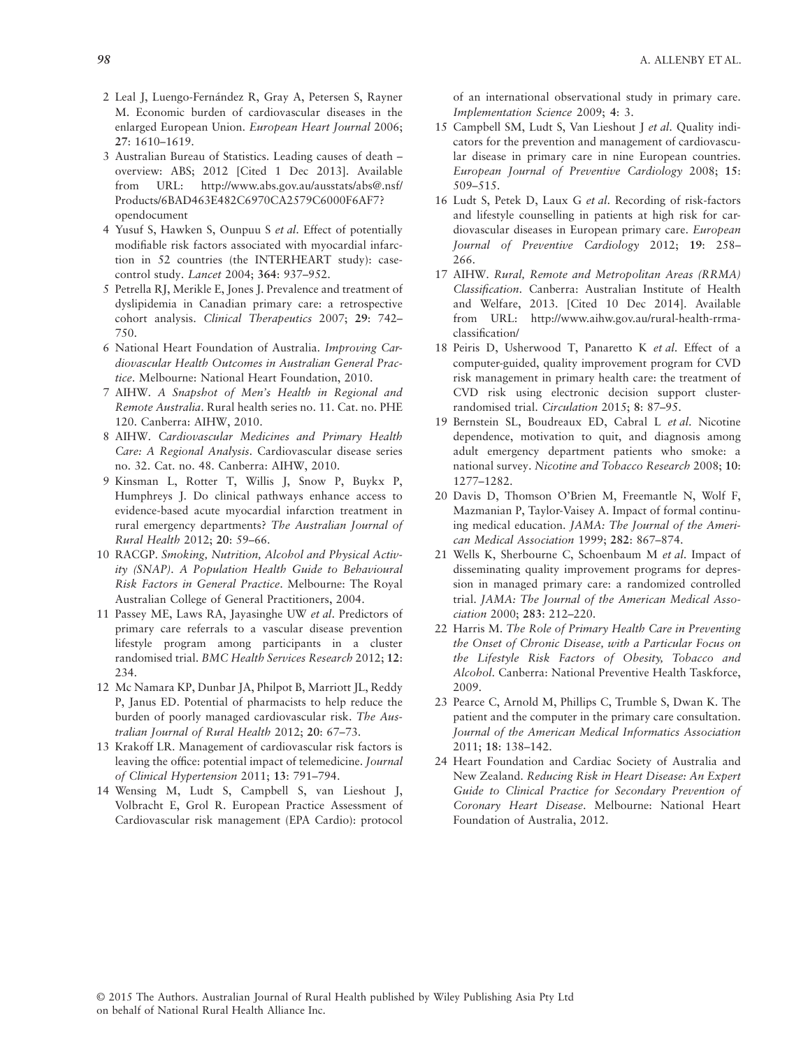2 Leal J, Luengo-Fernández R, Gray A, Petersen S, Rayner M. Economic burden of cardiovascular diseases in the enlarged European Union. *European Heart Journal* 2006; **27**: 1610–1619.

3 Australian Bureau of Statistics. Leading causes of death – overview: ABS; 2012 [Cited 1 Dec 2013]. Available from URL: http://www.abs.gov.au/ausstats/abs@.nsf/Products/6BAD463E482C6970CA2579C6000F6AF7?opendocument

4 Yusuf S, Hawken S, Ounpuu S *et al*. Effect of potentially modifiable risk factors associated with myocardial infarction in 52 countries (the INTERHEART study): case-control study. *Lancet* 2004; **364**: 937–952.

5 Petrella RJ, Merikle E, Jones J. Prevalence and treatment of dyslipidemia in Canadian primary care: a retrospective cohort analysis. *Clinical Therapeutics* 2007; **29**: 742–750.

6 National Heart Foundation of Australia. *Improving Cardiovascular Health Outcomes in Australian General Practice*. Melbourne: National Heart Foundation, 2010.

7 AIHW. *A Snapshot of Men's Health in Regional and Remote Australia*. Rural health series no. 11. Cat. no. PHE 120. Canberra: AIHW, 2010.

8 AIHW. *Cardiovascular Medicines and Primary Health Care: A Regional Analysis*. Cardiovascular disease series no. 32. Cat. no. 48. Canberra: AIHW, 2010.

9 Kinsman L, Rotter T, Willis J, Snow P, Buykx P, Humphreys J. Do clinical pathways enhance access to evidence-based acute myocardial infarction treatment in rural emergency departments? *The Australian Journal of Rural Health* 2012; **20**: 59–66.

10 RACGP. *Smoking, Nutrition, Alcohol and Physical Activity (SNAP). A Population Health Guide to Behavioural Risk Factors in General Practice*. Melbourne: The Royal Australian College of General Practitioners, 2004.

11 Passey ME, Laws RA, Jayasinghe UW *et al*. Predictors of primary care referrals to a vascular disease prevention lifestyle program among participants in a cluster randomised trial. *BMC Health Services Research* 2012; **12**: 234.

12 Mc Namara KP, Dunbar JA, Philpot B, Marriott JL, Reddy P, Janus ED. Potential of pharmacists to help reduce the burden of poorly managed cardiovascular risk. *The Australian Journal of Rural Health* 2012; **20**: 67–73.

13 Krakoff LR. Management of cardiovascular risk factors is leaving the office: potential impact of telemedicine. *Journal of Clinical Hypertension* 2011; **13**: 791–794.

14 Wensing M, Ludt S, Campbell S, van Lieshout J, Volbracht E, Grol R. European Practice Assessment of Cardiovascular risk management (EPA Cardio): protocol of an international observational study in primary care. *Implementation Science* 2009; **4**: 3.

15 Campbell SM, Ludt S, Van Lieshout J *et al*. Quality indicators for the prevention and management of cardiovascular disease in primary care in nine European countries. *European Journal of Preventive Cardiology* 2008; **15**: 509–515.

16 Ludt S, Petek D, Laux G *et al*. Recording of risk-factors and lifestyle counselling in patients at high risk for cardiovascular diseases in European primary care. *European Journal of Preventive Cardiology* 2012; **19**: 258–266.

17 AIHW. *Rural, Remote and Metropolitan Areas (RRMA) Classification*. Canberra: Australian Institute of Health and Welfare, 2013. [Cited 10 Dec 2014]. Available from URL: http://www.aihw.gov.au/rural-health-rrma-classification/

18 Peiris D, Usherwood T, Panaretto K *et al*. Effect of a computer-guided, quality improvement program for CVD risk management in primary health care: the treatment of CVD risk using electronic decision support cluster-randomised trial. *Circulation* 2015; **8**: 87–95.

19 Bernstein SL, Boudreaux ED, Cabral L *et al*. Nicotine dependence, motivation to quit, and diagnosis among adult emergency department patients who smoke: a national survey. *Nicotine and Tobacco Research* 2008; **10**: 1277–1282.

20 Davis D, Thomson O'Brien M, Freemantle N, Wolf F, Mazmanian P, Taylor-Vaisey A. Impact of formal continuing medical education. *JAMA: The Journal of the American Medical Association* 1999; **282**: 867–874.

21 Wells K, Sherbourne C, Schoenbaum M *et al*. Impact of disseminating quality improvement programs for depression in managed primary care: a randomized controlled trial. *JAMA: The Journal of the American Medical Association* 2000; **283**: 212–220.

22 Harris M. *The Role of Primary Health Care in Preventing the Onset of Chronic Disease, with a Particular Focus on the Lifestyle Risk Factors of Obesity, Tobacco and Alcohol*. Canberra: National Preventive Health Taskforce, 2009.

23 Pearce C, Arnold M, Phillips C, Trumble S, Dwan K. The patient and the computer in the primary care consultation. *Journal of the American Medical Informatics Association* 2011; **18**: 138–142.

24 Heart Foundation and Cardiac Society of Australia and New Zealand. *Reducing Risk in Heart Disease: An Expert Guide to Clinical Practice for Secondary Prevention of Coronary Heart Disease*. Melbourne: National Heart Foundation of Australia, 2012.